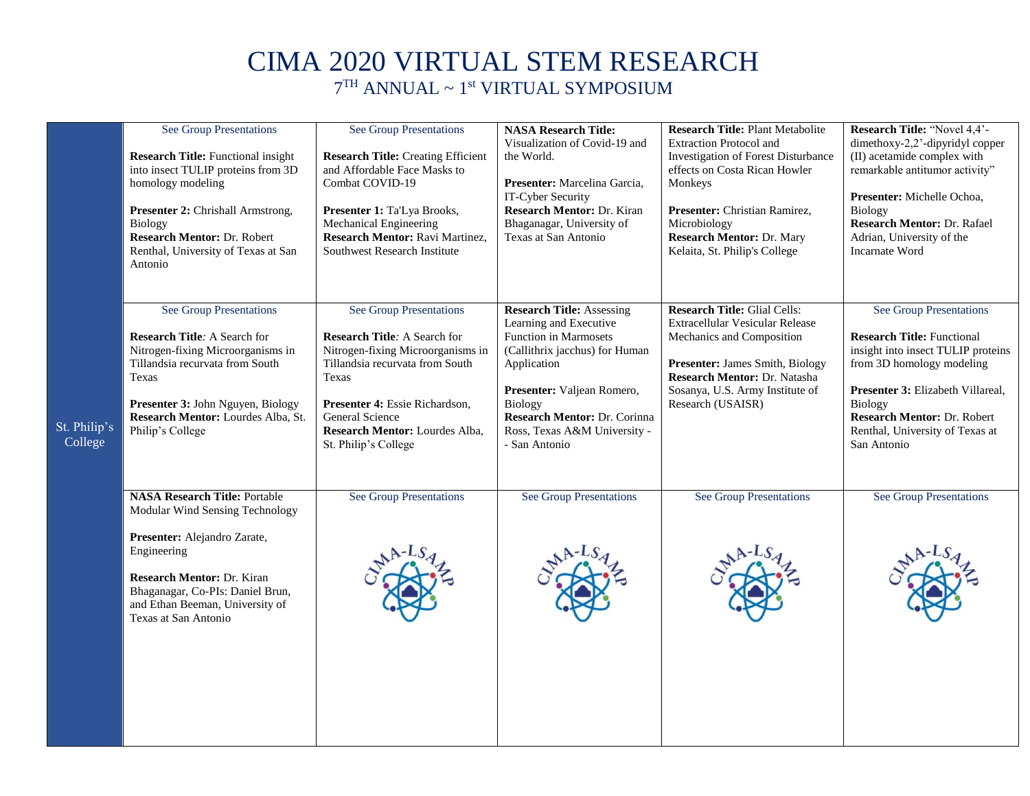# CIMA 2020 VIRTUAL STEM RESEARCH

## 7TH ANNUAL ~ 1st VIRTUAL SYMPOSIUM

| St. Philip's College | | | | | |
|---|---|---|---|---|---|
| | See Group Presentations<br><br>**Research Title:** Functional insight into insect TULIP proteins from 3D homology modeling<br><br>**Presenter 2:** Chrishall Armstrong, Biology<br>**Research Mentor:** Dr. Robert Renthal, University of Texas at San Antonio | See Group Presentations<br><br>**Research Title:** Creating Efficient and Affordable Face Masks to Combat COVID-19<br><br>**Presenter 1:** Ta'Lya Brooks, Mechanical Engineering<br>**Research Mentor:** Ravi Martinez, Southwest Research Institute | **NASA Research Title:** Visualization of Covid-19 and the World.<br><br>**Presenter:** Marcelina Garcia, IT-Cyber Security<br>**Research Mentor:** Dr. Kiran Bhaganagar, University of Texas at San Antonio | **Research Title:** Plant Metabolite Extraction Protocol and Investigation of Forest Disturbance effects on Costa Rican Howler Monkeys<br><br>**Presenter:** Christian Ramirez, Microbiology<br>**Research Mentor:** Dr. Mary Kelaita, St. Philip's College | **Research Title:** "Novel 4,4'-dimethoxy-2,2'-dipyridyl copper (II) acetamide complex with remarkable antitumor activity"<br><br>**Presenter:** Michelle Ochoa, Biology<br>**Research Mentor:** Dr. Rafael Adrian, University of the Incarnate Word |
| | See Group Presentations<br><br>**Research Title**: A Search for Nitrogen-fixing Microorganisms in Tillandsia recurvata from South Texas<br><br>**Presenter 3:** John Nguyen, Biology<br>**Research Mentor:** Lourdes Alba, St. Philip's College | See Group Presentations<br><br>**Research Title**: A Search for Nitrogen-fixing Microorganisms in Tillandsia recurvata from South Texas<br><br>**Presenter 4:** Essie Richardson, General Science<br>**Research Mentor:** Lourdes Alba, St. Philip's College | **Research Title:** Assessing Learning and Executive Function in Marmosets (Callithrix jacchus) for Human Application<br><br>**Presenter:** Valjean Romero, Biology<br>**Research Mentor:** Dr. Corinna Ross, Texas A&M University -- San Antonio | **Research Title:** Glial Cells: Extracellular Vesicular Release Mechanics and Composition<br><br>**Presenter:** James Smith, Biology<br>**Research Mentor:** Dr. Natasha Sosanya, U.S. Army Institute of Research (USAISR) | See Group Presentations<br><br>**Research Title:** Functional insight into insect TULIP proteins from 3D homology modeling<br><br>**Presenter 3:** Elizabeth Villareal, Biology<br>**Research Mentor:** Dr. Robert Renthal, University of Texas at San Antonio |
| | **NASA Research Title:** Portable Modular Wind Sensing Technology<br><br>**Presenter:** Alejandro Zarate, Engineering<br><br>**Research Mentor:** Dr. Kiran Bhaganagar, Co-PIs: Daniel Brun, and Ethan Beeman, University of Texas at San Antonio | See Group Presentations<br><br>CIMA-LSAMP | See Group Presentations<br><br>CIMA-LSAMP | See Group Presentations<br><br>CIMA-LSAMP | See Group Presentations<br><br>CIMA-LSAMP |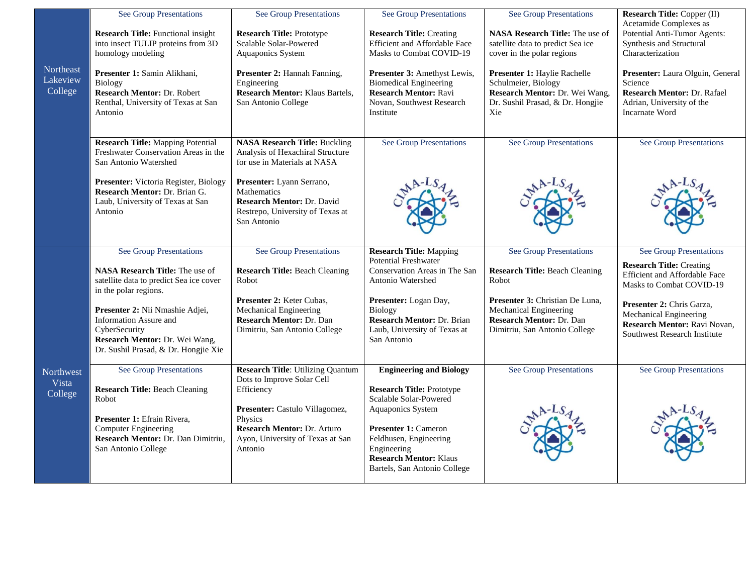| | | | | | |
|---|---|---|---|---|---|
| Northeast Lakeview College | See Group Presentations<br><br>**Research Title:** Functional insight into insect TULIP proteins from 3D homology modeling<br><br>**Presenter 1:** Samin Alikhani, Biology<br>**Research Mentor:** Dr. Robert Renthal, University of Texas at San Antonio | See Group Presentations<br><br>**Research Title:** Prototype Scalable Solar-Powered Aquaponics System<br><br>**Presenter 2:** Hannah Fanning, Engineering<br>**Research Mentor:** Klaus Bartels, San Antonio College | See Group Presentations<br><br>**Research Title:** Creating Efficient and Affordable Face Masks to Combat COVID-19<br><br>**Presenter 3:** Amethyst Lewis, Biomedical Engineering<br>**Research Mentor:** Ravi Novan, Southwest Research Institute | See Group Presentations<br><br>**NASA Research Title:** The use of satellite data to predict Sea ice cover in the polar regions<br><br>**Presenter 1:** Haylie Rachelle Schulmeier, Biology<br>**Research Mentor:** Dr. Wei Wang, Dr. Sushil Prasad, & Dr. Hongjie Xie | **Research Title:** Copper (II) Acetamide Complexes as Potential Anti-Tumor Agents: Synthesis and Structural Characterization<br><br>**Presenter:** Laura Olguin, General Science<br>**Research Mentor:** Dr. Rafael Adrian, University of the Incarnate Word |
| | **Research Title:** Mapping Potential Freshwater Conservation Areas in the San Antonio Watershed<br><br>**Presenter:** Victoria Register, Biology<br>**Research Mentor:** Dr. Brian G. Laub, University of Texas at San Antonio | **NASA Research Title:** Buckling Analysis of Hexachiral Structure for use in Materials at NASA<br><br>**Presenter:** Lyann Serrano, Mathematics<br>**Research Mentor:** Dr. David Restrepo, University of Texas at San Antonio | See Group Presentations<br><br>CIMA-LSAMP | See Group Presentations<br><br>CIMA-LSAMP | See Group Presentations<br><br>CIMA-LSAMP |
| Northwest Vista College | See Group Presentations<br><br>**NASA Research Title:** The use of satellite data to predict Sea ice cover in the polar regions.<br><br>**Presenter 2:** Nii Nmashie Adjei, Information Assure and CyberSecurity<br>**Research Mentor:** Dr. Wei Wang, Dr. Sushil Prasad, & Dr. Hongjie Xie | See Group Presentations<br><br>**Research Title:** Beach Cleaning Robot<br><br>**Presenter 2:** Keter Cubas, Mechanical Engineering<br>**Research Mentor:** Dr. Dan Dimitriu, San Antonio College | **Research Title:** Mapping Potential Freshwater Conservation Areas in The San Antonio Watershed<br><br>**Presenter:** Logan Day, Biology<br>**Research Mentor:** Dr. Brian Laub, University of Texas at San Antonio | See Group Presentations<br><br>**Research Title:** Beach Cleaning Robot<br><br>**Presenter 3:** Christian De Luna, Mechanical Engineering<br>**Research Mentor:** Dr. Dan Dimitriu, San Antonio College | See Group Presentations<br><br>**Research Title:** Creating Efficient and Affordable Face Masks to Combat COVID-19<br><br>**Presenter 2:** Chris Garza, Mechanical Engineering<br>**Research Mentor:** Ravi Novan, Southwest Research Institute |
| | See Group Presentations<br><br>**Research Title:** Beach Cleaning Robot<br><br>**Presenter 1:** Efrain Rivera, Computer Engineering<br>**Research Mentor:** Dr. Dan Dimitriu, San Antonio College | **Research Title**: Utilizing Quantum Dots to Improve Solar Cell Efficiency<br><br>**Presenter:** Castulo Villagomez, Physics<br>**Research Mentor:** Dr. Arturo Ayon, University of Texas at San Antonio | **Engineering and Biology**<br><br>**Research Title:** Prototype Scalable Solar-Powered Aquaponics System<br><br>**Presenter 1:** Cameron Feldhusen, Engineering Engineering<br>**Research Mentor:** Klaus Bartels, San Antonio College | See Group Presentations<br><br>CIMA-LSAMP | See Group Presentations<br><br>CIMA-LSAMP |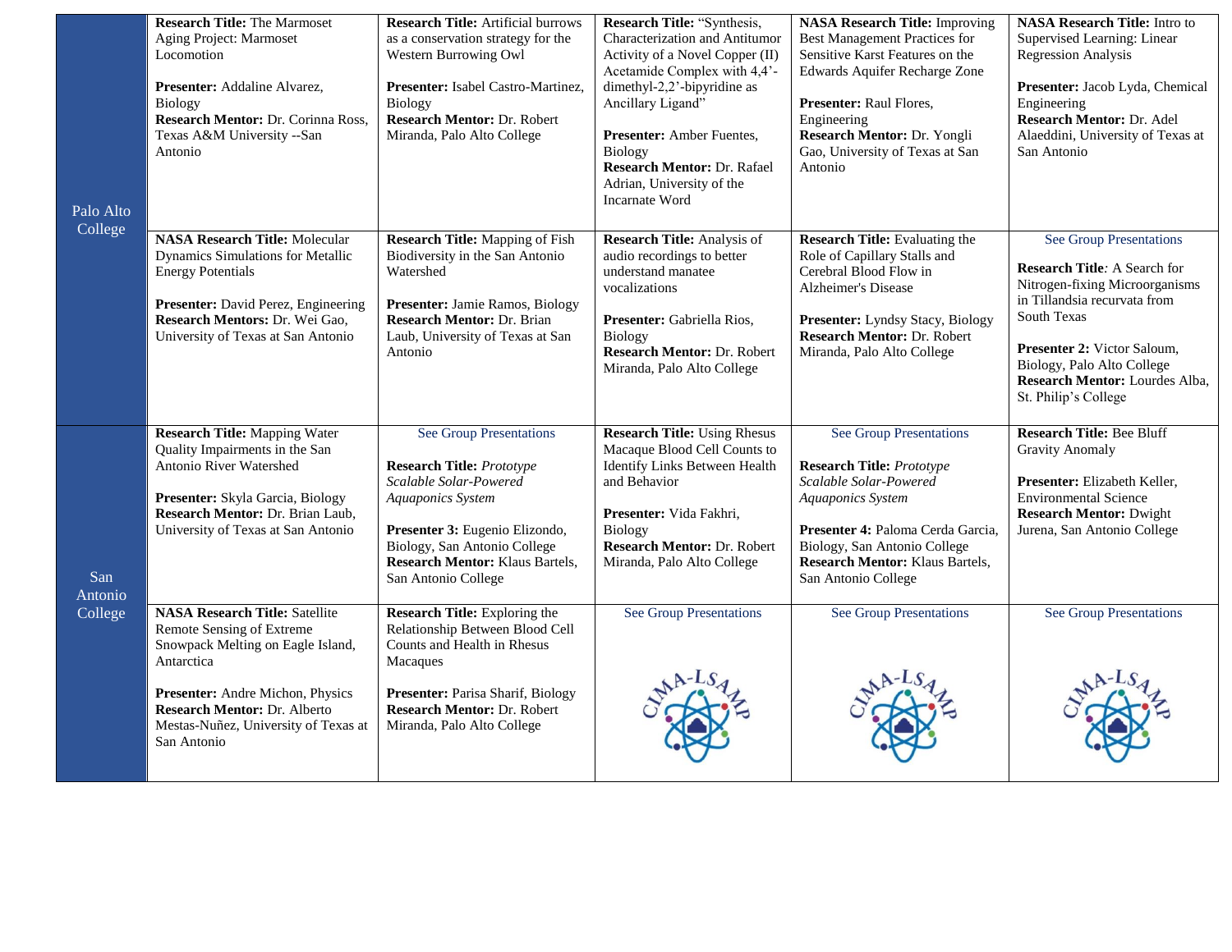| | | | | | |
|---|---|---|---|---|---|
| Palo Alto College | **Research Title:** The Marmoset Aging Project: Marmoset Locomotion<br><br>**Presenter:** Addaline Alvarez, Biology<br>**Research Mentor:** Dr. Corinna Ross, Texas A&M University --San Antonio | **Research Title:** Artificial burrows as a conservation strategy for the Western Burrowing Owl<br><br>**Presenter:** Isabel Castro-Martinez, Biology<br>**Research Mentor:** Dr. Robert Miranda, Palo Alto College | **Research Title:** "Synthesis, Characterization and Antitumor Activity of a Novel Copper (II) Acetamide Complex with 4,4'-dimethyl-2,2'-bipyridine as Ancillary Ligand"<br><br>**Presenter:** Amber Fuentes, Biology<br>**Research Mentor:** Dr. Rafael Adrian, University of the Incarnate Word | **NASA Research Title:** Improving Best Management Practices for Sensitive Karst Features on the Edwards Aquifer Recharge Zone<br><br>**Presenter:** Raul Flores, Engineering<br>**Research Mentor:** Dr. Yongli Gao, University of Texas at San Antonio | **NASA Research Title:** Intro to Supervised Learning: Linear Regression Analysis<br><br>**Presenter:** Jacob Lyda, Chemical Engineering<br>**Research Mentor:** Dr. Adel Alaeddini, University of Texas at San Antonio |
| | **NASA Research Title:** Molecular Dynamics Simulations for Metallic Energy Potentials<br><br>**Presenter:** David Perez, Engineering<br>**Research Mentors:** Dr. Wei Gao, University of Texas at San Antonio | **Research Title:** Mapping of Fish Biodiversity in the San Antonio Watershed<br><br>**Presenter:** Jamie Ramos, Biology<br>**Research Mentor:** Dr. Brian Laub, University of Texas at San Antonio | **Research Title:** Analysis of audio recordings to better understand manatee vocalizations<br><br>**Presenter:** Gabriella Rios, Biology<br>**Research Mentor:** Dr. Robert Miranda, Palo Alto College | **Research Title:** Evaluating the Role of Capillary Stalls and Cerebral Blood Flow in Alzheimer's Disease<br><br>**Presenter:** Lyndsy Stacy, Biology<br>**Research Mentor:** Dr. Robert Miranda, Palo Alto College | See Group Presentations<br><br>**Research Title**: A Search for Nitrogen-fixing Microorganisms in Tillandsia recurvata from South Texas<br><br>**Presenter 2:** Victor Saloum, Biology, Palo Alto College<br>**Research Mentor:** Lourdes Alba, St. Philip's College |
| San Antonio College | **Research Title:** Mapping Water Quality Impairments in the San Antonio River Watershed<br><br>**Presenter:** Skyla Garcia, Biology<br>**Research Mentor:** Dr. Brian Laub, University of Texas at San Antonio | See Group Presentations<br><br>**Research Title:** *Prototype Scalable Solar-Powered Aquaponics System*<br><br>**Presenter 3:** Eugenio Elizondo, Biology, San Antonio College<br>**Research Mentor:** Klaus Bartels, San Antonio College | **Research Title:** Using Rhesus Macaque Blood Cell Counts to Identify Links Between Health and Behavior<br><br>**Presenter:** Vida Fakhri, Biology<br>**Research Mentor:** Dr. Robert Miranda, Palo Alto College | See Group Presentations<br><br>**Research Title:** *Prototype Scalable Solar-Powered Aquaponics System*<br><br>**Presenter 4:** Paloma Cerda Garcia, Biology, San Antonio College<br>**Research Mentor:** Klaus Bartels, San Antonio College | **Research Title:** Bee Bluff Gravity Anomaly<br><br>**Presenter:** Elizabeth Keller, Environmental Science<br>**Research Mentor:** Dwight Jurena, San Antonio College |
| | **NASA Research Title:** Satellite Remote Sensing of Extreme Snowpack Melting on Eagle Island, Antarctica<br><br>**Presenter:** Andre Michon, Physics<br>**Research Mentor:** Dr. Alberto Mestas-Nuñez, University of Texas at San Antonio | **Research Title:** Exploring the Relationship Between Blood Cell Counts and Health in Rhesus Macaques<br><br>**Presenter:** Parisa Sharif, Biology<br>**Research Mentor:** Dr. Robert Miranda, Palo Alto College | See Group Presentations<br><br>CIMA-LSAMP | See Group Presentations<br><br>CIMA-LSAMP | See Group Presentations<br><br>CIMA-LSAMP |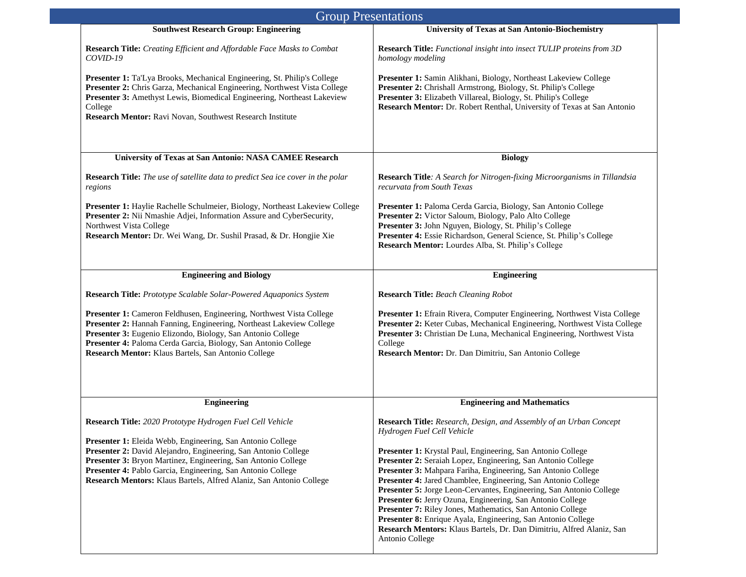# Group Presentations

### Southwest Research Group: Engineering

**Research Title:** *Creating Efficient and Affordable Face Masks to Combat COVID-19*

**Presenter 1:** Ta'Lya Brooks, Mechanical Engineering, St. Philip's College
**Presenter 2:** Chris Garza, Mechanical Engineering, Northwest Vista College
**Presenter 3:** Amethyst Lewis, Biomedical Engineering, Northeast Lakeview College
**Research Mentor:** Ravi Novan, Southwest Research Institute

### University of Texas at San Antonio-Biochemistry

**Research Title:** *Functional insight into insect TULIP proteins from 3D homology modeling*

**Presenter 1:** Samin Alikhani, Biology, Northeast Lakeview College
**Presenter 2:** Chrishall Armstrong, Biology, St. Philip's College
**Presenter 3:** Elizabeth Villareal, Biology, St. Philip's College
**Research Mentor:** Dr. Robert Renthal, University of Texas at San Antonio

### University of Texas at San Antonio: NASA CAMEE Research

**Research Title:** *The use of satellite data to predict Sea ice cover in the polar regions*

**Presenter 1:** Haylie Rachelle Schulmeier, Biology, Northeast Lakeview College
**Presenter 2:** Nii Nmashie Adjei, Information Assure and CyberSecurity, Northwest Vista College
**Research Mentor:** Dr. Wei Wang, Dr. Sushil Prasad, & Dr. Hongjie Xie

### Biology

**Research Title***: A Search for Nitrogen-fixing Microorganisms in Tillandsia recurvata from South Texas*

**Presenter 1:** Paloma Cerda Garcia, Biology, San Antonio College
**Presenter 2:** Victor Saloum, Biology, Palo Alto College
**Presenter 3:** John Nguyen, Biology, St. Philip's College
**Presenter 4:** Essie Richardson, General Science, St. Philip's College
**Research Mentor:** Lourdes Alba, St. Philip's College

### Engineering and Biology

**Research Title:** *Prototype Scalable Solar-Powered Aquaponics System*

**Presenter 1:** Cameron Feldhusen, Engineering, Northwest Vista College
**Presenter 2:** Hannah Fanning, Engineering, Northeast Lakeview College
**Presenter 3:** Eugenio Elizondo, Biology, San Antonio College
**Presenter 4:** Paloma Cerda Garcia, Biology, San Antonio College
**Research Mentor:** Klaus Bartels, San Antonio College

### Engineering

**Research Title:** *Beach Cleaning Robot*

**Presenter 1:** Efrain Rivera, Computer Engineering, Northwest Vista College
**Presenter 2:** Keter Cubas, Mechanical Engineering, Northwest Vista College
**Presenter 3:** Christian De Luna, Mechanical Engineering, Northwest Vista College
**Research Mentor:** Dr. Dan Dimitriu, San Antonio College

### Engineering

**Research Title:** *2020 Prototype Hydrogen Fuel Cell Vehicle*

**Presenter 1:** Eleida Webb, Engineering, San Antonio College
**Presenter 2:** David Alejandro, Engineering, San Antonio College
**Presenter 3:** Bryon Martinez, Engineering, San Antonio College
**Presenter 4:** Pablo Garcia, Engineering, San Antonio College
**Research Mentors:** Klaus Bartels, Alfred Alaniz, San Antonio College

### Engineering and Mathematics

**Research Title:** *Research, Design, and Assembly of an Urban Concept Hydrogen Fuel Cell Vehicle*

**Presenter 1:** Krystal Paul, Engineering, San Antonio College
**Presenter 2:** Seraiah Lopez, Engineering, San Antonio College
**Presenter 3:** Mahpara Fariha, Engineering, San Antonio College
**Presenter 4:** Jared Chamblee, Engineering, San Antonio College
**Presenter 5:** Jorge Leon-Cervantes, Engineering, San Antonio College
**Presenter 6:** Jerry Ozuna, Engineering, San Antonio College
**Presenter 7:** Riley Jones, Mathematics, San Antonio College
**Presenter 8:** Enrique Ayala, Engineering, San Antonio College
**Research Mentors:** Klaus Bartels, Dr. Dan Dimitriu, Alfred Alaniz, San Antonio College